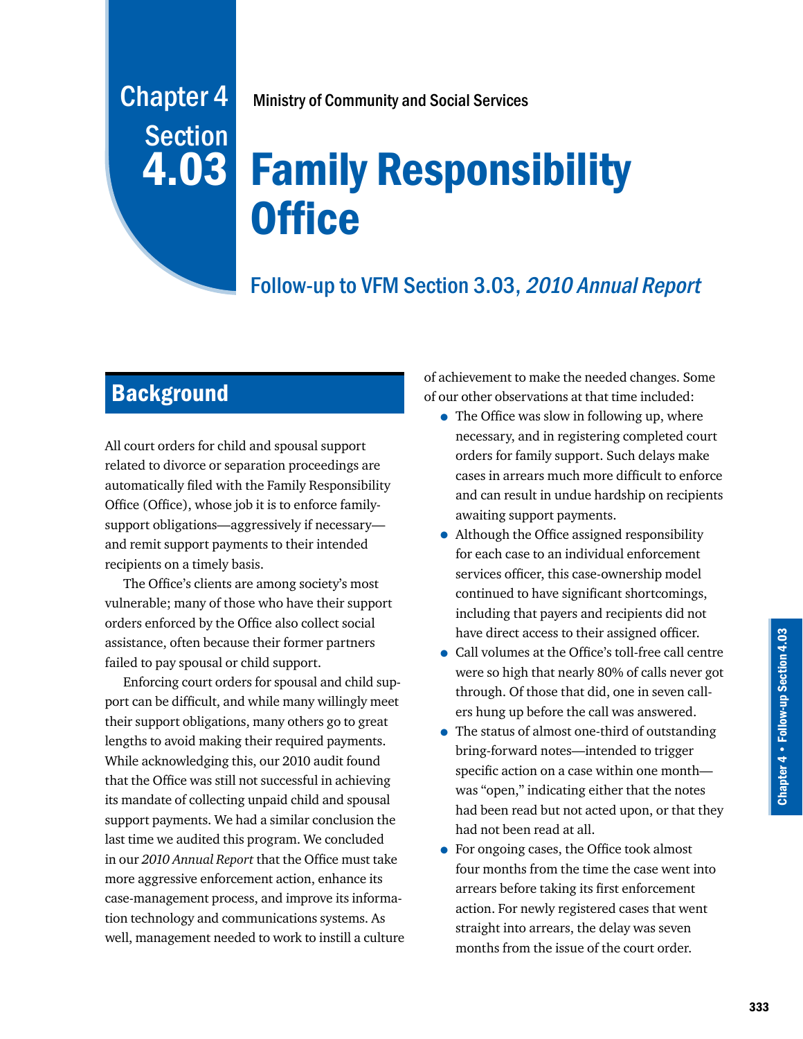# Chapter 4 Section 4.03

Ministry of Community and Social Services

# Family Responsibility Office

## Follow-up to VFM Section 3.03, *2010 Annual Report*

## Background

All court orders for child and spousal support related to divorce or separation proceedings are automatically filed with the Family Responsibility Office (Office), whose job it is to enforce family-support obligations—aggressively if necessary—and remit support payments to their intended recipients on a timely basis.

The Office's clients are among society's most vulnerable; many of those who have their support orders enforced by the Office also collect social assistance, often because their former partners failed to pay spousal or child support.

Enforcing court orders for spousal and child support can be difficult, and while many willingly meet their support obligations, many others go to great lengths to avoid making their required payments. While acknowledging this, our 2010 audit found that the Office was still not successful in achieving its mandate of collecting unpaid child and spousal support payments. We had a similar conclusion the last time we audited this program. We concluded in our *2010 Annual Report* that the Office must take more aggressive enforcement action, enhance its case-management process, and improve its information technology and communications systems. As well, management needed to work to instill a culture of achievement to make the needed changes. Some of our other observations at that time included:

- The Office was slow in following up, where necessary, and in registering completed court orders for family support. Such delays make cases in arrears much more difficult to enforce and can result in undue hardship on recipients awaiting support payments.
- Although the Office assigned responsibility for each case to an individual enforcement services officer, this case-ownership model continued to have significant shortcomings, including that payers and recipients did not have direct access to their assigned officer.
- Call volumes at the Office's toll-free call centre were so high that nearly 80% of calls never got through. Of those that did, one in seven callers hung up before the call was answered.
- The status of almost one-third of outstanding bring-forward notes—intended to trigger specific action on a case within one month—was "open," indicating either that the notes had been read but not acted upon, or that they had not been read at all.
- For ongoing cases, the Office took almost four months from the time the case went into arrears before taking its first enforcement action. For newly registered cases that went straight into arrears, the delay was seven months from the issue of the court order.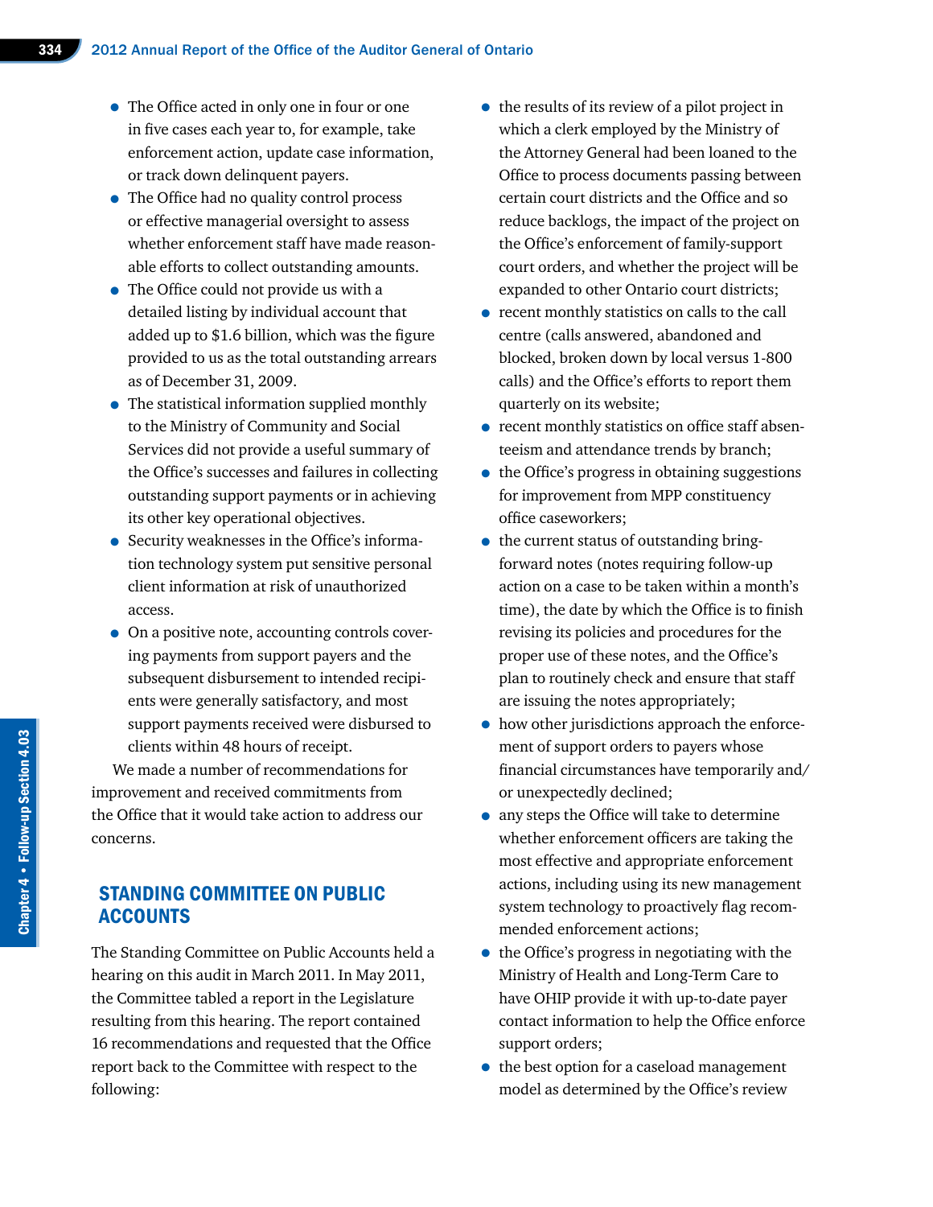- The Office acted in only one in four or one in five cases each year to, for example, take enforcement action, update case information, or track down delinquent payers.
- The Office had no quality control process or effective managerial oversight to assess whether enforcement staff have made reasonable efforts to collect outstanding amounts.
- The Office could not provide us with a detailed listing by individual account that added up to $1.6 billion, which was the figure provided to us as the total outstanding arrears as of December 31, 2009.
- The statistical information supplied monthly to the Ministry of Community and Social Services did not provide a useful summary of the Office's successes and failures in collecting outstanding support payments or in achieving its other key operational objectives.
- Security weaknesses in the Office's information technology system put sensitive personal client information at risk of unauthorized access.
- On a positive note, accounting controls covering payments from support payers and the subsequent disbursement to intended recipients were generally satisfactory, and most support payments received were disbursed to clients within 48 hours of receipt.

We made a number of recommendations for improvement and received commitments from the Office that it would take action to address our concerns.

## STANDING COMMITTEE ON PUBLIC ACCOUNTS

The Standing Committee on Public Accounts held a hearing on this audit in March 2011. In May 2011, the Committee tabled a report in the Legislature resulting from this hearing. The report contained 16 recommendations and requested that the Office report back to the Committee with respect to the following:

- the results of its review of a pilot project in which a clerk employed by the Ministry of the Attorney General had been loaned to the Office to process documents passing between certain court districts and the Office and so reduce backlogs, the impact of the project on the Office's enforcement of family-support court orders, and whether the project will be expanded to other Ontario court districts;
- recent monthly statistics on calls to the call centre (calls answered, abandoned and blocked, broken down by local versus 1-800 calls) and the Office's efforts to report them quarterly on its website;
- recent monthly statistics on office staff absenteeism and attendance trends by branch;
- the Office's progress in obtaining suggestions for improvement from MPP constituency office caseworkers;
- the current status of outstanding bring-forward notes (notes requiring follow-up action on a case to be taken within a month's time), the date by which the Office is to finish revising its policies and procedures for the proper use of these notes, and the Office's plan to routinely check and ensure that staff are issuing the notes appropriately;
- how other jurisdictions approach the enforcement of support orders to payers whose financial circumstances have temporarily and/or unexpectedly declined;
- any steps the Office will take to determine whether enforcement officers are taking the most effective and appropriate enforcement actions, including using its new management system technology to proactively flag recommended enforcement actions;
- the Office's progress in negotiating with the Ministry of Health and Long-Term Care to have OHIP provide it with up-to-date payer contact information to help the Office enforce support orders;
- the best option for a caseload management model as determined by the Office's review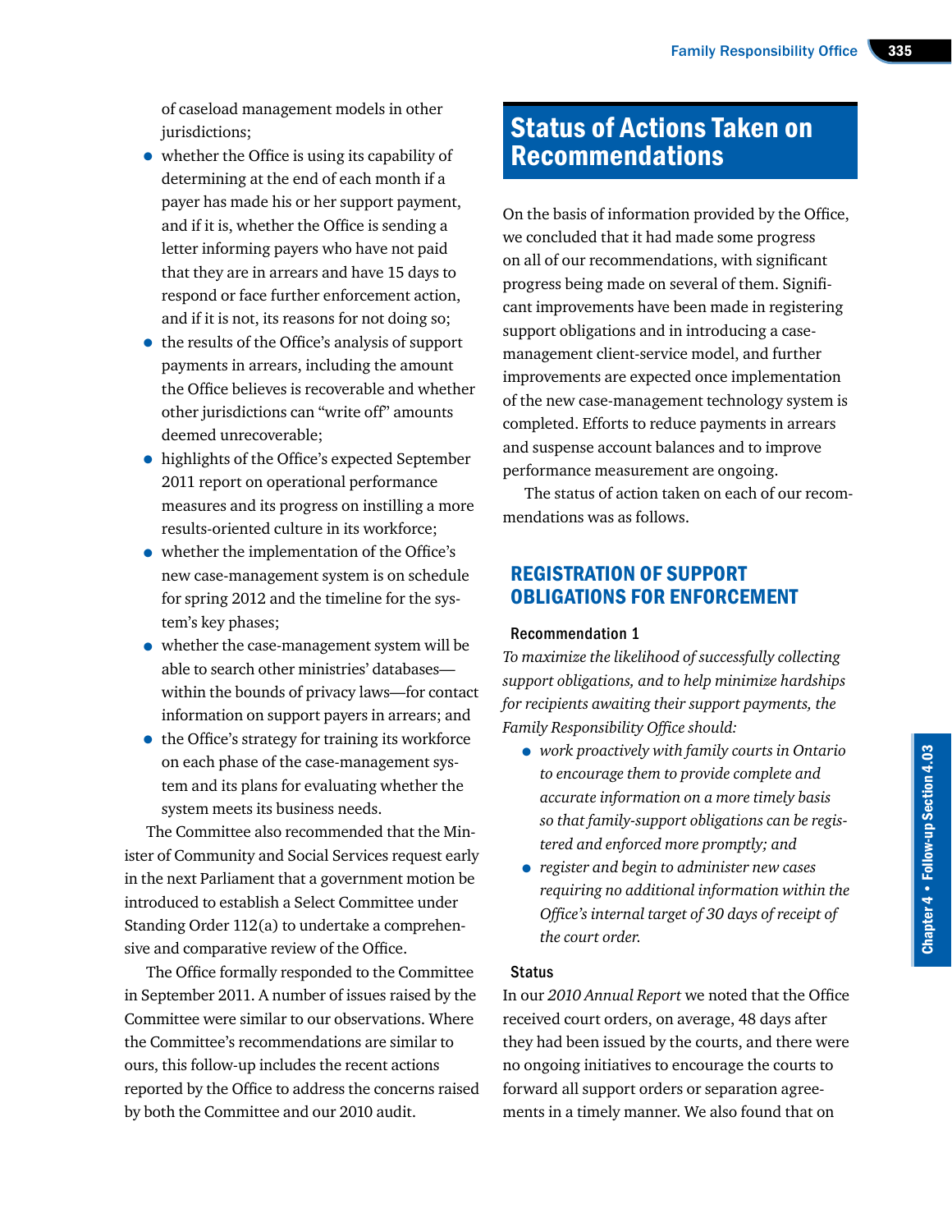of caseload management models in other jurisdictions;

- whether the Office is using its capability of determining at the end of each month if a payer has made his or her support payment, and if it is, whether the Office is sending a letter informing payers who have not paid that they are in arrears and have 15 days to respond or face further enforcement action, and if it is not, its reasons for not doing so;
- the results of the Office's analysis of support payments in arrears, including the amount the Office believes is recoverable and whether other jurisdictions can "write off" amounts deemed unrecoverable;
- highlights of the Office's expected September 2011 report on operational performance measures and its progress on instilling a more results-oriented culture in its workforce;
- whether the implementation of the Office's new case-management system is on schedule for spring 2012 and the timeline for the system's key phases;
- whether the case-management system will be able to search other ministries' databases—within the bounds of privacy laws—for contact information on support payers in arrears; and
- the Office's strategy for training its workforce on each phase of the case-management system and its plans for evaluating whether the system meets its business needs.

The Committee also recommended that the Minister of Community and Social Services request early in the next Parliament that a government motion be introduced to establish a Select Committee under Standing Order 112(a) to undertake a comprehensive and comparative review of the Office.

The Office formally responded to the Committee in September 2011. A number of issues raised by the Committee were similar to our observations. Where the Committee's recommendations are similar to ours, this follow-up includes the recent actions reported by the Office to address the concerns raised by both the Committee and our 2010 audit.

# Status of Actions Taken on Recommendations

On the basis of information provided by the Office, we concluded that it had made some progress on all of our recommendations, with significant progress being made on several of them. Significant improvements have been made in registering support obligations and in introducing a case-management client-service model, and further improvements are expected once implementation of the new case-management technology system is completed. Efforts to reduce payments in arrears and suspense account balances and to improve performance measurement are ongoing.

The status of action taken on each of our recommendations was as follows.

## REGISTRATION OF SUPPORT OBLIGATIONS FOR ENFORCEMENT

### Recommendation 1

*To maximize the likelihood of successfully collecting support obligations, and to help minimize hardships for recipients awaiting their support payments, the Family Responsibility Office should:*

- *work proactively with family courts in Ontario to encourage them to provide complete and accurate information on a more timely basis so that family-support obligations can be registered and enforced more promptly; and*
- *register and begin to administer new cases requiring no additional information within the Office's internal target of 30 days of receipt of the court order.*

### Status

In our *2010 Annual Report* we noted that the Office received court orders, on average, 48 days after they had been issued by the courts, and there were no ongoing initiatives to encourage the courts to forward all support orders or separation agreements in a timely manner. We also found that on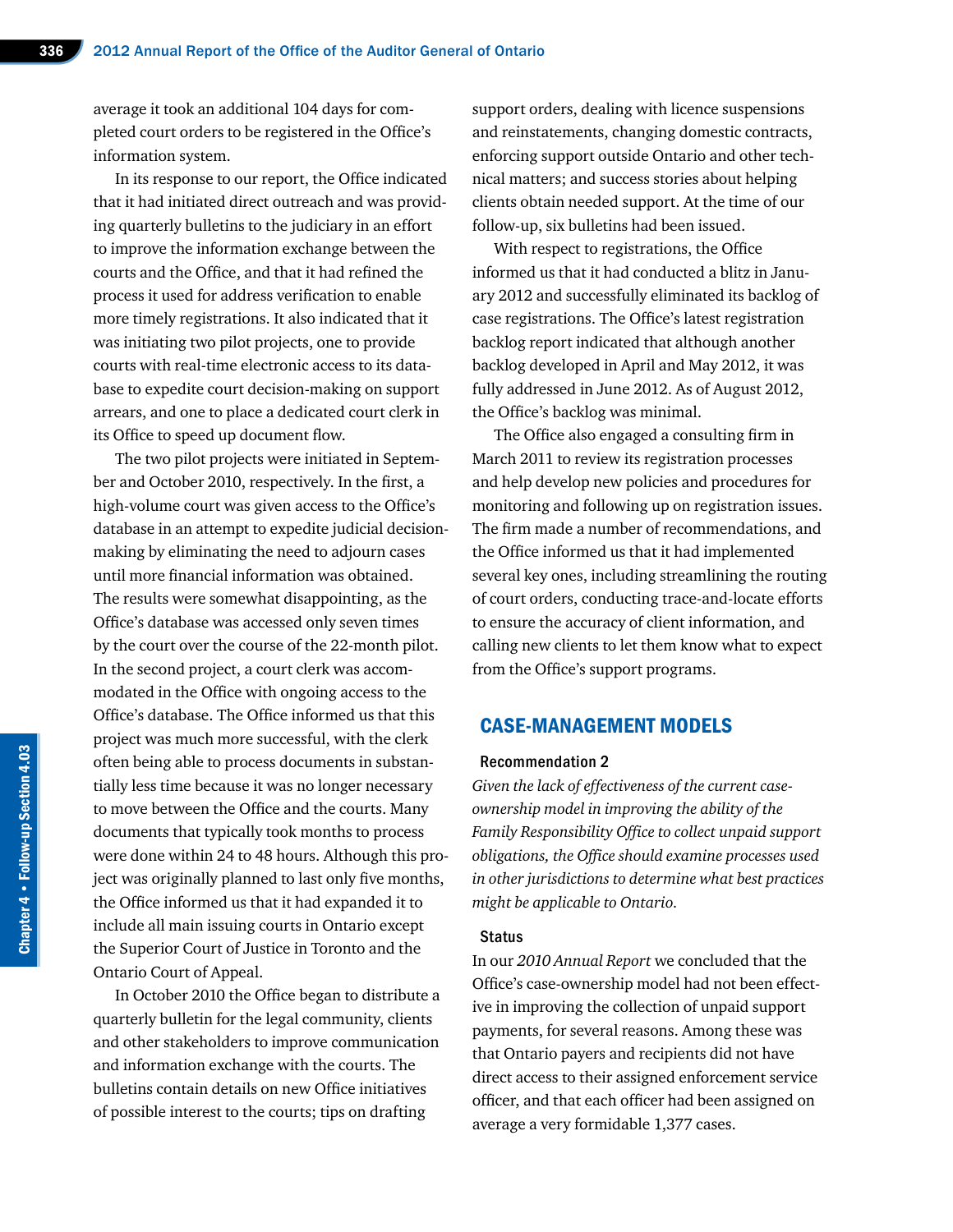average it took an additional 104 days for completed court orders to be registered in the Office's information system.

In its response to our report, the Office indicated that it had initiated direct outreach and was providing quarterly bulletins to the judiciary in an effort to improve the information exchange between the courts and the Office, and that it had refined the process it used for address verification to enable more timely registrations. It also indicated that it was initiating two pilot projects, one to provide courts with real-time electronic access to its database to expedite court decision-making on support arrears, and one to place a dedicated court clerk in its Office to speed up document flow.

The two pilot projects were initiated in September and October 2010, respectively. In the first, a high-volume court was given access to the Office's database in an attempt to expedite judicial decision-making by eliminating the need to adjourn cases until more financial information was obtained. The results were somewhat disappointing, as the Office's database was accessed only seven times by the court over the course of the 22-month pilot. In the second project, a court clerk was accommodated in the Office with ongoing access to the Office's database. The Office informed us that this project was much more successful, with the clerk often being able to process documents in substantially less time because it was no longer necessary to move between the Office and the courts. Many documents that typically took months to process were done within 24 to 48 hours. Although this project was originally planned to last only five months, the Office informed us that it had expanded it to include all main issuing courts in Ontario except the Superior Court of Justice in Toronto and the Ontario Court of Appeal.

In October 2010 the Office began to distribute a quarterly bulletin for the legal community, clients and other stakeholders to improve communication and information exchange with the courts. The bulletins contain details on new Office initiatives of possible interest to the courts; tips on drafting support orders, dealing with licence suspensions and reinstatements, changing domestic contracts, enforcing support outside Ontario and other technical matters; and success stories about helping clients obtain needed support. At the time of our follow-up, six bulletins had been issued.

With respect to registrations, the Office informed us that it had conducted a blitz in January 2012 and successfully eliminated its backlog of case registrations. The Office's latest registration backlog report indicated that although another backlog developed in April and May 2012, it was fully addressed in June 2012. As of August 2012, the Office's backlog was minimal.

The Office also engaged a consulting firm in March 2011 to review its registration processes and help develop new policies and procedures for monitoring and following up on registration issues. The firm made a number of recommendations, and the Office informed us that it had implemented several key ones, including streamlining the routing of court orders, conducting trace-and-locate efforts to ensure the accuracy of client information, and calling new clients to let them know what to expect from the Office's support programs.

## CASE-MANAGEMENT MODELS

### Recommendation 2

*Given the lack of effectiveness of the current case-ownership model in improving the ability of the Family Responsibility Office to collect unpaid support obligations, the Office should examine processes used in other jurisdictions to determine what best practices might be applicable to Ontario.*

### Status

In our *2010 Annual Report* we concluded that the Office's case-ownership model had not been effective in improving the collection of unpaid support payments, for several reasons. Among these was that Ontario payers and recipients did not have direct access to their assigned enforcement service officer, and that each officer had been assigned on average a very formidable 1,377 cases.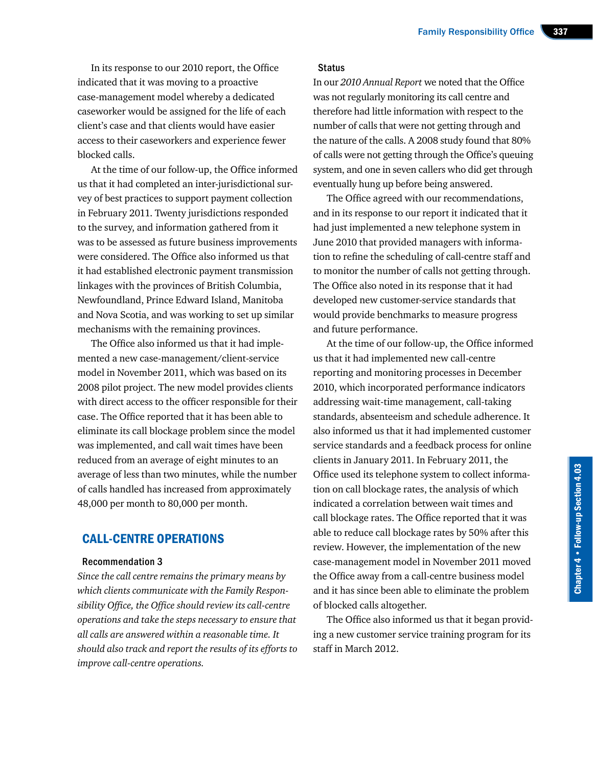In its response to our 2010 report, the Office indicated that it was moving to a proactive case-management model whereby a dedicated caseworker would be assigned for the life of each client's case and that clients would have easier access to their caseworkers and experience fewer blocked calls.

At the time of our follow-up, the Office informed us that it had completed an inter-jurisdictional survey of best practices to support payment collection in February 2011. Twenty jurisdictions responded to the survey, and information gathered from it was to be assessed as future business improvements were considered. The Office also informed us that it had established electronic payment transmission linkages with the provinces of British Columbia, Newfoundland, Prince Edward Island, Manitoba and Nova Scotia, and was working to set up similar mechanisms with the remaining provinces.

The Office also informed us that it had implemented a new case-management/client-service model in November 2011, which was based on its 2008 pilot project. The new model provides clients with direct access to the officer responsible for their case. The Office reported that it has been able to eliminate its call blockage problem since the model was implemented, and call wait times have been reduced from an average of eight minutes to an average of less than two minutes, while the number of calls handled has increased from approximately 48,000 per month to 80,000 per month.

## CALL-CENTRE OPERATIONS

### Recommendation 3

*Since the call centre remains the primary means by which clients communicate with the Family Responsibility Office, the Office should review its call-centre operations and take the steps necessary to ensure that all calls are answered within a reasonable time. It should also track and report the results of its efforts to improve call-centre operations.*

### Status

In our *2010 Annual Report* we noted that the Office was not regularly monitoring its call centre and therefore had little information with respect to the number of calls that were not getting through and the nature of the calls. A 2008 study found that 80% of calls were not getting through the Office's queuing system, and one in seven callers who did get through eventually hung up before being answered.

The Office agreed with our recommendations, and in its response to our report it indicated that it had just implemented a new telephone system in June 2010 that provided managers with information to refine the scheduling of call-centre staff and to monitor the number of calls not getting through. The Office also noted in its response that it had developed new customer-service standards that would provide benchmarks to measure progress and future performance.

At the time of our follow-up, the Office informed us that it had implemented new call-centre reporting and monitoring processes in December 2010, which incorporated performance indicators addressing wait-time management, call-taking standards, absenteeism and schedule adherence. It also informed us that it had implemented customer service standards and a feedback process for online clients in January 2011. In February 2011, the Office used its telephone system to collect information on call blockage rates, the analysis of which indicated a correlation between wait times and call blockage rates. The Office reported that it was able to reduce call blockage rates by 50% after this review. However, the implementation of the new case-management model in November 2011 moved the Office away from a call-centre business model and it has since been able to eliminate the problem of blocked calls altogether.

The Office also informed us that it began providing a new customer service training program for its staff in March 2012.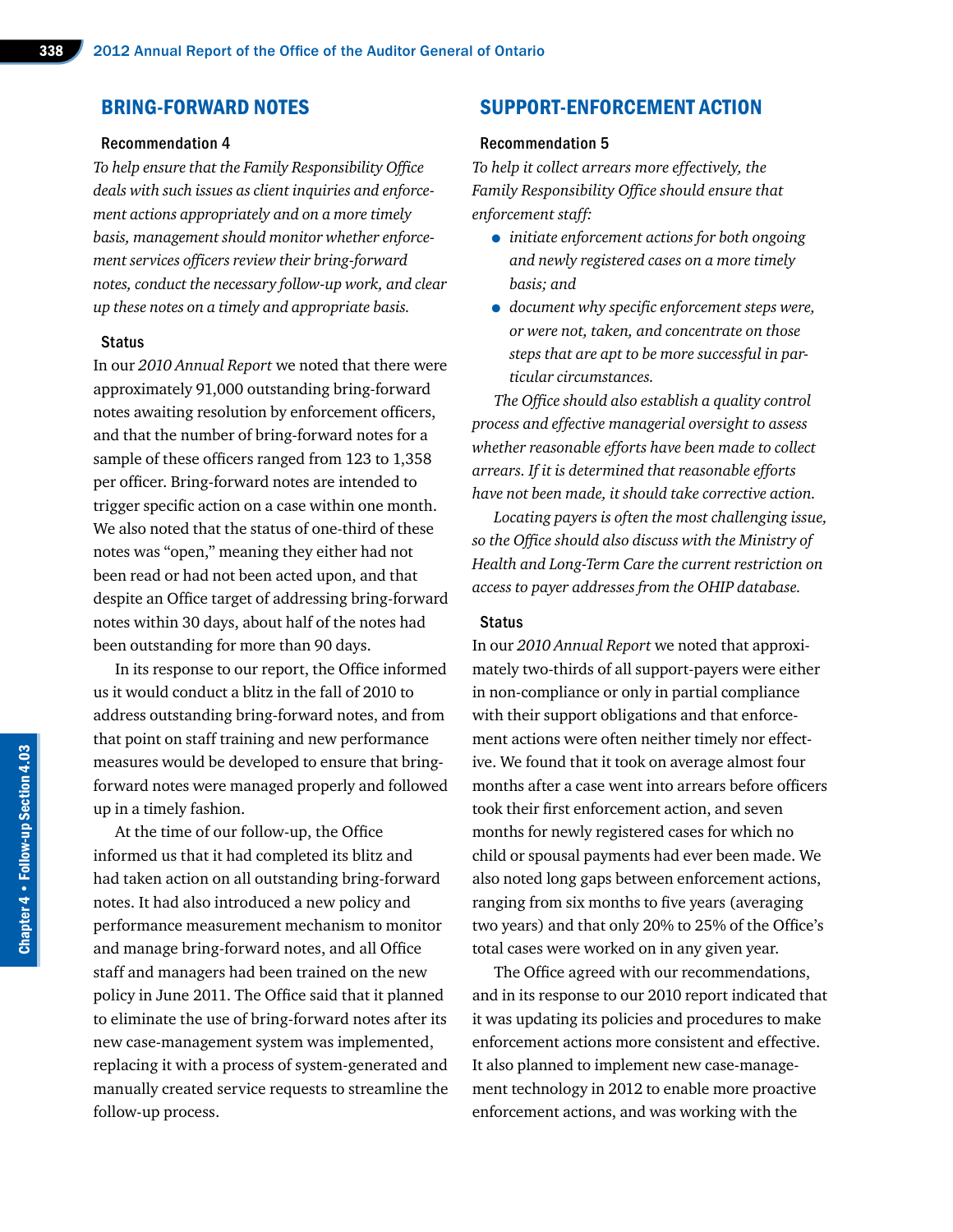## BRING-FORWARD NOTES

### Recommendation 4

*To help ensure that the Family Responsibility Office deals with such issues as client inquiries and enforcement actions appropriately and on a more timely basis, management should monitor whether enforcement services officers review their bring-forward notes, conduct the necessary follow-up work, and clear up these notes on a timely and appropriate basis.*

### Status

In our *2010 Annual Report* we noted that there were approximately 91,000 outstanding bring-forward notes awaiting resolution by enforcement officers, and that the number of bring-forward notes for a sample of these officers ranged from 123 to 1,358 per officer. Bring-forward notes are intended to trigger specific action on a case within one month. We also noted that the status of one-third of these notes was "open," meaning they either had not been read or had not been acted upon, and that despite an Office target of addressing bring-forward notes within 30 days, about half of the notes had been outstanding for more than 90 days.

In its response to our report, the Office informed us it would conduct a blitz in the fall of 2010 to address outstanding bring-forward notes, and from that point on staff training and new performance measures would be developed to ensure that bring-forward notes were managed properly and followed up in a timely fashion.

At the time of our follow-up, the Office informed us that it had completed its blitz and had taken action on all outstanding bring-forward notes. It had also introduced a new policy and performance measurement mechanism to monitor and manage bring-forward notes, and all Office staff and managers had been trained on the new policy in June 2011. The Office said that it planned to eliminate the use of bring-forward notes after its new case-management system was implemented, replacing it with a process of system-generated and manually created service requests to streamline the follow-up process.

## SUPPORT-ENFORCEMENT ACTION

### Recommendation 5

*To help it collect arrears more effectively, the Family Responsibility Office should ensure that enforcement staff:*

- *initiate enforcement actions for both ongoing and newly registered cases on a more timely basis; and*
- *document why specific enforcement steps were, or were not, taken, and concentrate on those steps that are apt to be more successful in particular circumstances.*

*The Office should also establish a quality control process and effective managerial oversight to assess whether reasonable efforts have been made to collect arrears. If it is determined that reasonable efforts have not been made, it should take corrective action.*

*Locating payers is often the most challenging issue, so the Office should also discuss with the Ministry of Health and Long-Term Care the current restriction on access to payer addresses from the OHIP database.*

### Status

In our *2010 Annual Report* we noted that approximately two-thirds of all support-payers were either in non-compliance or only in partial compliance with their support obligations and that enforcement actions were often neither timely nor effective. We found that it took on average almost four months after a case went into arrears before officers took their first enforcement action, and seven months for newly registered cases for which no child or spousal payments had ever been made. We also noted long gaps between enforcement actions, ranging from six months to five years (averaging two years) and that only 20% to 25% of the Office's total cases were worked on in any given year.

The Office agreed with our recommendations, and in its response to our 2010 report indicated that it was updating its policies and procedures to make enforcement actions more consistent and effective. It also planned to implement new case-management technology in 2012 to enable more proactive enforcement actions, and was working with the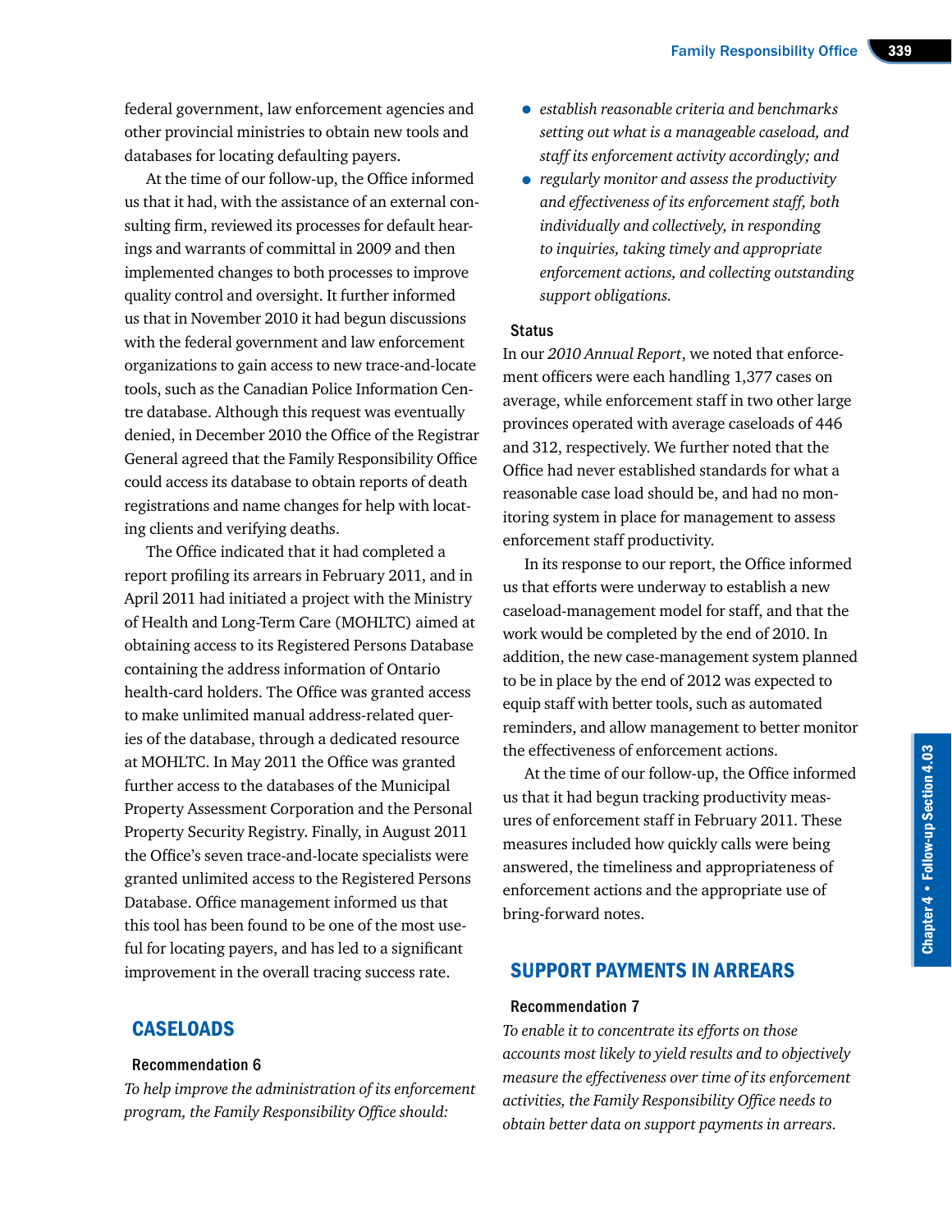federal government, law enforcement agencies and other provincial ministries to obtain new tools and databases for locating defaulting payers.

At the time of our follow-up, the Office informed us that it had, with the assistance of an external consulting firm, reviewed its processes for default hearings and warrants of committal in 2009 and then implemented changes to both processes to improve quality control and oversight. It further informed us that in November 2010 it had begun discussions with the federal government and law enforcement organizations to gain access to new trace-and-locate tools, such as the Canadian Police Information Centre database. Although this request was eventually denied, in December 2010 the Office of the Registrar General agreed that the Family Responsibility Office could access its database to obtain reports of death registrations and name changes for help with locating clients and verifying deaths.

The Office indicated that it had completed a report profiling its arrears in February 2011, and in April 2011 had initiated a project with the Ministry of Health and Long-Term Care (MOHLTC) aimed at obtaining access to its Registered Persons Database containing the address information of Ontario health-card holders. The Office was granted access to make unlimited manual address-related queries of the database, through a dedicated resource at MOHLTC. In May 2011 the Office was granted further access to the databases of the Municipal Property Assessment Corporation and the Personal Property Security Registry. Finally, in August 2011 the Office's seven trace-and-locate specialists were granted unlimited access to the Registered Persons Database. Office management informed us that this tool has been found to be one of the most useful for locating payers, and has led to a significant improvement in the overall tracing success rate.

## CASELOADS

### Recommendation 6

*To help improve the administration of its enforcement program, the Family Responsibility Office should:*

- *establish reasonable criteria and benchmarks setting out what is a manageable caseload, and staff its enforcement activity accordingly; and*
- *regularly monitor and assess the productivity and effectiveness of its enforcement staff, both individually and collectively, in responding to inquiries, taking timely and appropriate enforcement actions, and collecting outstanding support obligations.*

### Status

In our *2010 Annual Report*, we noted that enforcement officers were each handling 1,377 cases on average, while enforcement staff in two other large provinces operated with average caseloads of 446 and 312, respectively. We further noted that the Office had never established standards for what a reasonable case load should be, and had no monitoring system in place for management to assess enforcement staff productivity.

In its response to our report, the Office informed us that efforts were underway to establish a new caseload-management model for staff, and that the work would be completed by the end of 2010. In addition, the new case-management system planned to be in place by the end of 2012 was expected to equip staff with better tools, such as automated reminders, and allow management to better monitor the effectiveness of enforcement actions.

At the time of our follow-up, the Office informed us that it had begun tracking productivity measures of enforcement staff in February 2011. These measures included how quickly calls were being answered, the timeliness and appropriateness of enforcement actions and the appropriate use of bring-forward notes.

## SUPPORT PAYMENTS IN ARREARS

### Recommendation 7

*To enable it to concentrate its efforts on those accounts most likely to yield results and to objectively measure the effectiveness over time of its enforcement activities, the Family Responsibility Office needs to obtain better data on support payments in arrears.*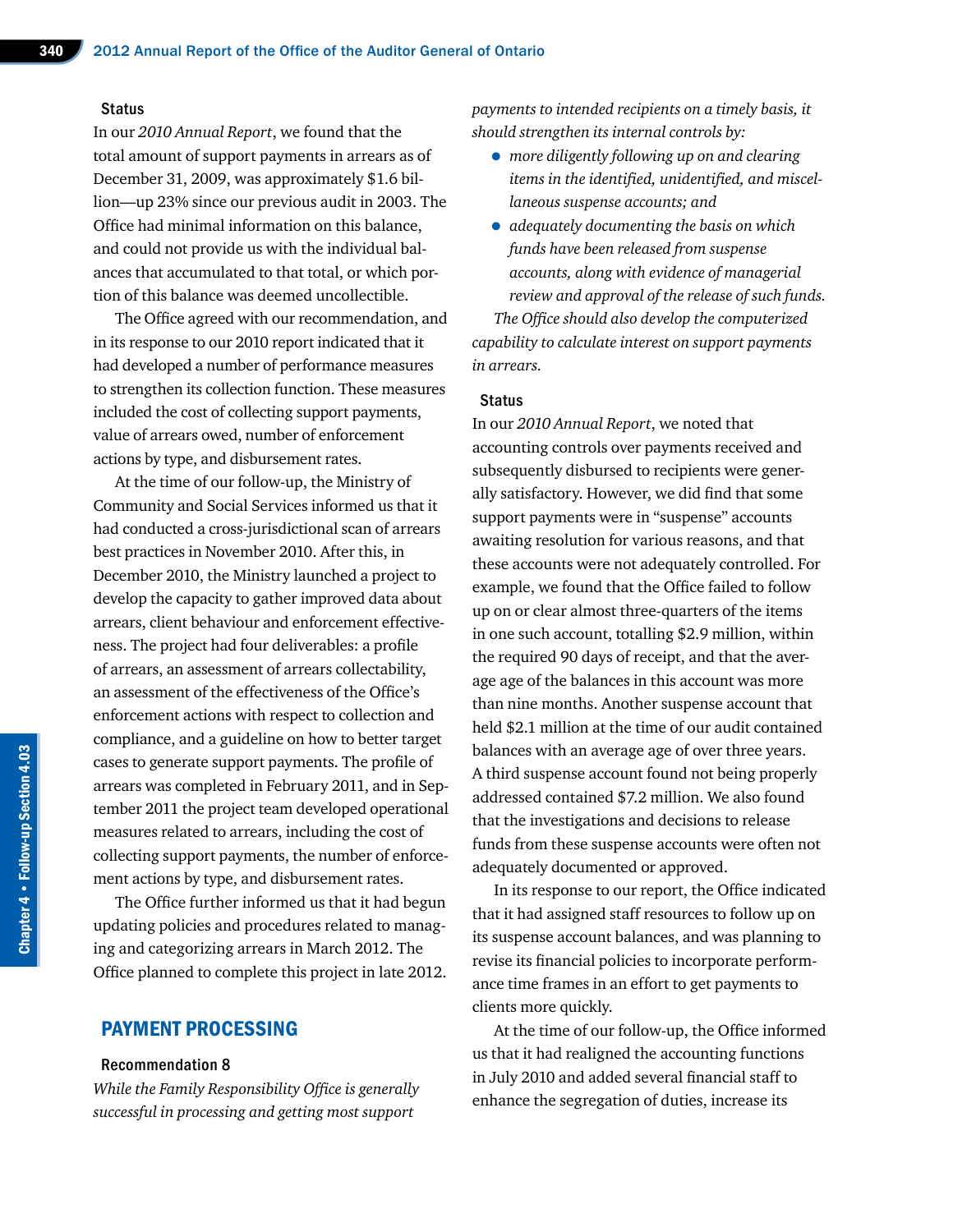#### Status

In our *2010 Annual Report*, we found that the total amount of support payments in arrears as of December 31, 2009, was approximately $1.6 billion—up 23% since our previous audit in 2003. The Office had minimal information on this balance, and could not provide us with the individual balances that accumulated to that total, or which portion of this balance was deemed uncollectible.

The Office agreed with our recommendation, and in its response to our 2010 report indicated that it had developed a number of performance measures to strengthen its collection function. These measures included the cost of collecting support payments, value of arrears owed, number of enforcement actions by type, and disbursement rates.

At the time of our follow-up, the Ministry of Community and Social Services informed us that it had conducted a cross-jurisdictional scan of arrears best practices in November 2010. After this, in December 2010, the Ministry launched a project to develop the capacity to gather improved data about arrears, client behaviour and enforcement effectiveness. The project had four deliverables: a profile of arrears, an assessment of arrears collectability, an assessment of the effectiveness of the Office's enforcement actions with respect to collection and compliance, and a guideline on how to better target cases to generate support payments. The profile of arrears was completed in February 2011, and in September 2011 the project team developed operational measures related to arrears, including the cost of collecting support payments, the number of enforcement actions by type, and disbursement rates.

The Office further informed us that it had begun updating policies and procedures related to managing and categorizing arrears in March 2012. The Office planned to complete this project in late 2012.

## PAYMENT PROCESSING

#### Recommendation 8

*While the Family Responsibility Office is generally successful in processing and getting most support payments to intended recipients on a timely basis, it should strengthen its internal controls by:*

- *more diligently following up on and clearing items in the identified, unidentified, and miscellaneous suspense accounts; and*
- *adequately documenting the basis on which funds have been released from suspense accounts, along with evidence of managerial review and approval of the release of such funds.*

*The Office should also develop the computerized capability to calculate interest on support payments in arrears.*

#### Status

In our *2010 Annual Report*, we noted that accounting controls over payments received and subsequently disbursed to recipients were generally satisfactory. However, we did find that some support payments were in "suspense" accounts awaiting resolution for various reasons, and that these accounts were not adequately controlled. For example, we found that the Office failed to follow up on or clear almost three-quarters of the items in one such account, totalling $2.9 million, within the required 90 days of receipt, and that the average age of the balances in this account was more than nine months. Another suspense account that held $2.1 million at the time of our audit contained balances with an average age of over three years. A third suspense account found not being properly addressed contained $7.2 million. We also found that the investigations and decisions to release funds from these suspense accounts were often not adequately documented or approved.

In its response to our report, the Office indicated that it had assigned staff resources to follow up on its suspense account balances, and was planning to revise its financial policies to incorporate performance time frames in an effort to get payments to clients more quickly.

At the time of our follow-up, the Office informed us that it had realigned the accounting functions in July 2010 and added several financial staff to enhance the segregation of duties, increase its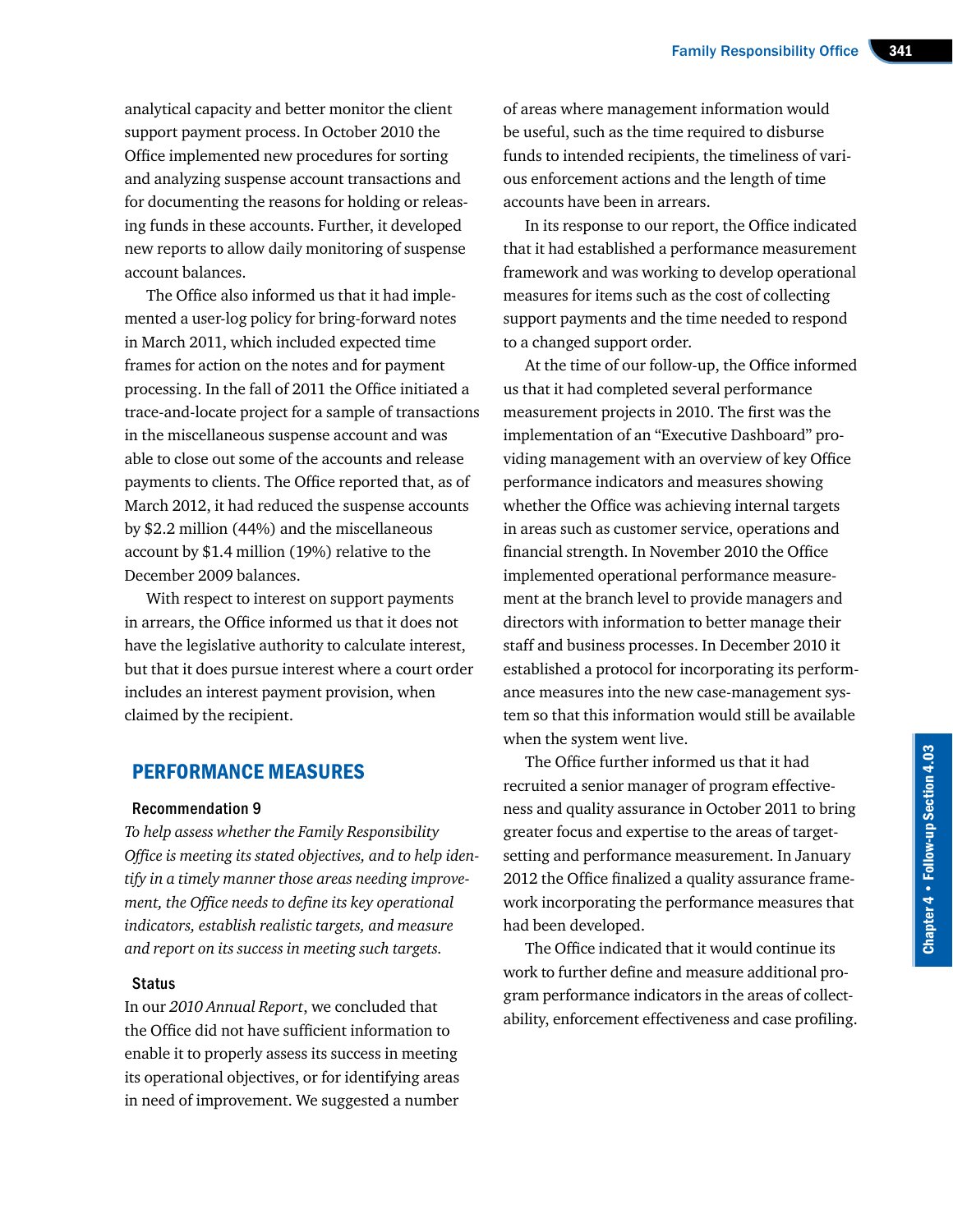analytical capacity and better monitor the client support payment process. In October 2010 the Office implemented new procedures for sorting and analyzing suspense account transactions and for documenting the reasons for holding or releasing funds in these accounts. Further, it developed new reports to allow daily monitoring of suspense account balances.

The Office also informed us that it had implemented a user-log policy for bring-forward notes in March 2011, which included expected time frames for action on the notes and for payment processing. In the fall of 2011 the Office initiated a trace-and-locate project for a sample of transactions in the miscellaneous suspense account and was able to close out some of the accounts and release payments to clients. The Office reported that, as of March 2012, it had reduced the suspense accounts by $2.2 million (44%) and the miscellaneous account by $1.4 million (19%) relative to the December 2009 balances.

With respect to interest on support payments in arrears, the Office informed us that it does not have the legislative authority to calculate interest, but that it does pursue interest where a court order includes an interest payment provision, when claimed by the recipient.

## PERFORMANCE MEASURES

### Recommendation 9

*To help assess whether the Family Responsibility Office is meeting its stated objectives, and to help identify in a timely manner those areas needing improvement, the Office needs to define its key operational indicators, establish realistic targets, and measure and report on its success in meeting such targets.*

### Status

In our *2010 Annual Report*, we concluded that the Office did not have sufficient information to enable it to properly assess its success in meeting its operational objectives, or for identifying areas in need of improvement. We suggested a number of areas where management information would be useful, such as the time required to disburse funds to intended recipients, the timeliness of various enforcement actions and the length of time accounts have been in arrears.

In its response to our report, the Office indicated that it had established a performance measurement framework and was working to develop operational measures for items such as the cost of collecting support payments and the time needed to respond to a changed support order.

At the time of our follow-up, the Office informed us that it had completed several performance measurement projects in 2010. The first was the implementation of an "Executive Dashboard" providing management with an overview of key Office performance indicators and measures showing whether the Office was achieving internal targets in areas such as customer service, operations and financial strength. In November 2010 the Office implemented operational performance measurement at the branch level to provide managers and directors with information to better manage their staff and business processes. In December 2010 it established a protocol for incorporating its performance measures into the new case-management system so that this information would still be available when the system went live.

The Office further informed us that it had recruited a senior manager of program effectiveness and quality assurance in October 2011 to bring greater focus and expertise to the areas of target-setting and performance measurement. In January 2012 the Office finalized a quality assurance framework incorporating the performance measures that had been developed.

The Office indicated that it would continue its work to further define and measure additional program performance indicators in the areas of collectability, enforcement effectiveness and case profiling.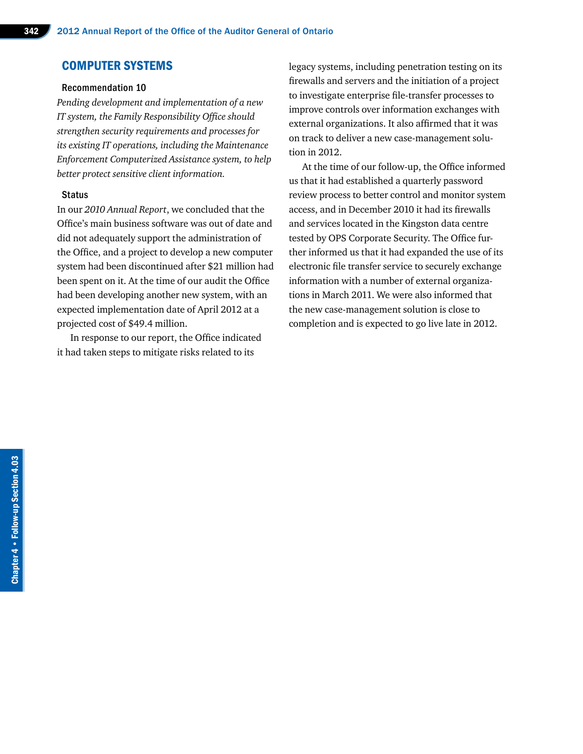## COMPUTER SYSTEMS

### Recommendation 10

*Pending development and implementation of a new IT system, the Family Responsibility Office should strengthen security requirements and processes for its existing IT operations, including the Maintenance Enforcement Computerized Assistance system, to help better protect sensitive client information.*

### Status

In our *2010 Annual Report*, we concluded that the Office's main business software was out of date and did not adequately support the administration of the Office, and a project to develop a new computer system had been discontinued after $21 million had been spent on it. At the time of our audit the Office had been developing another new system, with an expected implementation date of April 2012 at a projected cost of $49.4 million.

In response to our report, the Office indicated it had taken steps to mitigate risks related to its legacy systems, including penetration testing on its firewalls and servers and the initiation of a project to investigate enterprise file-transfer processes to improve controls over information exchanges with external organizations. It also affirmed that it was on track to deliver a new case-management solution in 2012.

At the time of our follow-up, the Office informed us that it had established a quarterly password review process to better control and monitor system access, and in December 2010 it had its firewalls and services located in the Kingston data centre tested by OPS Corporate Security. The Office further informed us that it had expanded the use of its electronic file transfer service to securely exchange information with a number of external organizations in March 2011. We were also informed that the new case-management solution is close to completion and is expected to go live late in 2012.